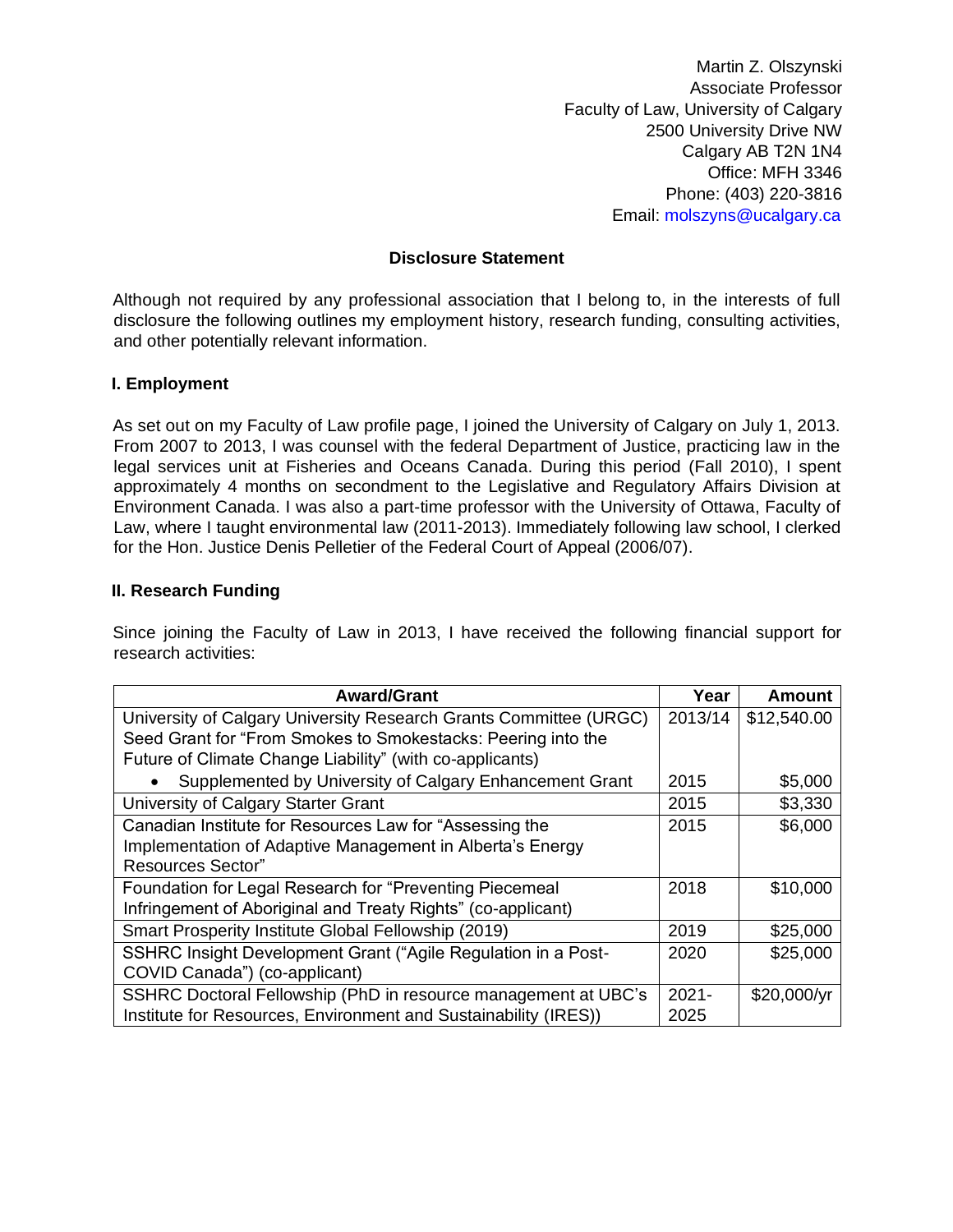Martin Z. Olszynski
Associate Professor
Faculty of Law, University of Calgary
2500 University Drive NW
Calgary AB T2N 1N4
Office: MFH 3346
Phone: (403) 220-3816
Email: molszyns@ucalgary.ca

## Disclosure Statement

Although not required by any professional association that I belong to, in the interests of full disclosure the following outlines my employment history, research funding, consulting activities, and other potentially relevant information.

### I. Employment

As set out on my Faculty of Law profile page, I joined the University of Calgary on July 1, 2013. From 2007 to 2013, I was counsel with the federal Department of Justice, practicing law in the legal services unit at Fisheries and Oceans Canada. During this period (Fall 2010), I spent approximately 4 months on secondment to the Legislative and Regulatory Affairs Division at Environment Canada. I was also a part-time professor with the University of Ottawa, Faculty of Law, where I taught environmental law (2011-2013). Immediately following law school, I clerked for the Hon. Justice Denis Pelletier of the Federal Court of Appeal (2006/07).

### II. Research Funding

Since joining the Faculty of Law in 2013, I have received the following financial support for research activities:

| Award/Grant | Year | Amount |
|---|---|---|
| University of Calgary University Research Grants Committee (URGC) Seed Grant for "From Smokes to Smokestacks: Peering into the Future of Climate Change Liability" (with co-applicants) | 2013/14 | $12,540.00 |
| • Supplemented by University of Calgary Enhancement Grant | 2015 | $5,000 |
| University of Calgary Starter Grant | 2015 | $3,330 |
| Canadian Institute for Resources Law for "Assessing the Implementation of Adaptive Management in Alberta's Energy Resources Sector" | 2015 | $6,000 |
| Foundation for Legal Research for "Preventing Piecemeal Infringement of Aboriginal and Treaty Rights" (co-applicant) | 2018 | $10,000 |
| Smart Prosperity Institute Global Fellowship (2019) | 2019 | $25,000 |
| SSHRC Insight Development Grant ("Agile Regulation in a Post-COVID Canada") (co-applicant) | 2020 | $25,000 |
| SSHRC Doctoral Fellowship (PhD in resource management at UBC's Institute for Resources, Environment and Sustainability (IRES)) | 2021-2025 | $20,000/yr |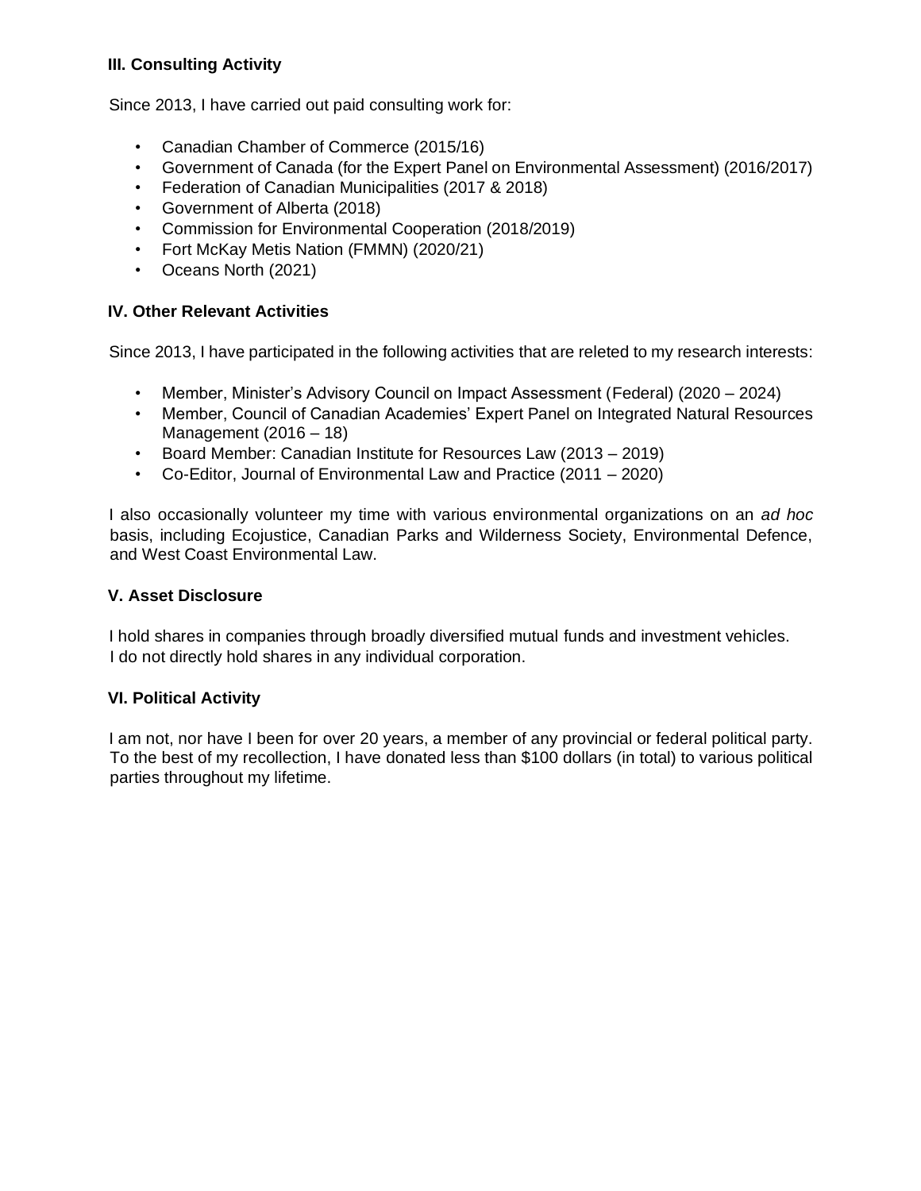### III. Consulting Activity

Since 2013, I have carried out paid consulting work for:

- Canadian Chamber of Commerce (2015/16)
- Government of Canada (for the Expert Panel on Environmental Assessment) (2016/2017)
- Federation of Canadian Municipalities (2017 & 2018)
- Government of Alberta (2018)
- Commission for Environmental Cooperation (2018/2019)
- Fort McKay Metis Nation (FMMN) (2020/21)
- Oceans North (2021)

### IV. Other Relevant Activities

Since 2013, I have participated in the following activities that are releted to my research interests:

- Member, Minister's Advisory Council on Impact Assessment (Federal) (2020 – 2024)
- Member, Council of Canadian Academies' Expert Panel on Integrated Natural Resources Management (2016 – 18)
- Board Member: Canadian Institute for Resources Law (2013 – 2019)
- Co-Editor, Journal of Environmental Law and Practice (2011 – 2020)

I also occasionally volunteer my time with various environmental organizations on an *ad hoc* basis, including Ecojustice, Canadian Parks and Wilderness Society, Environmental Defence, and West Coast Environmental Law.

### V. Asset Disclosure

I hold shares in companies through broadly diversified mutual funds and investment vehicles. I do not directly hold shares in any individual corporation.

### VI. Political Activity

I am not, nor have I been for over 20 years, a member of any provincial or federal political party. To the best of my recollection, I have donated less than $100 dollars (in total) to various political parties throughout my lifetime.